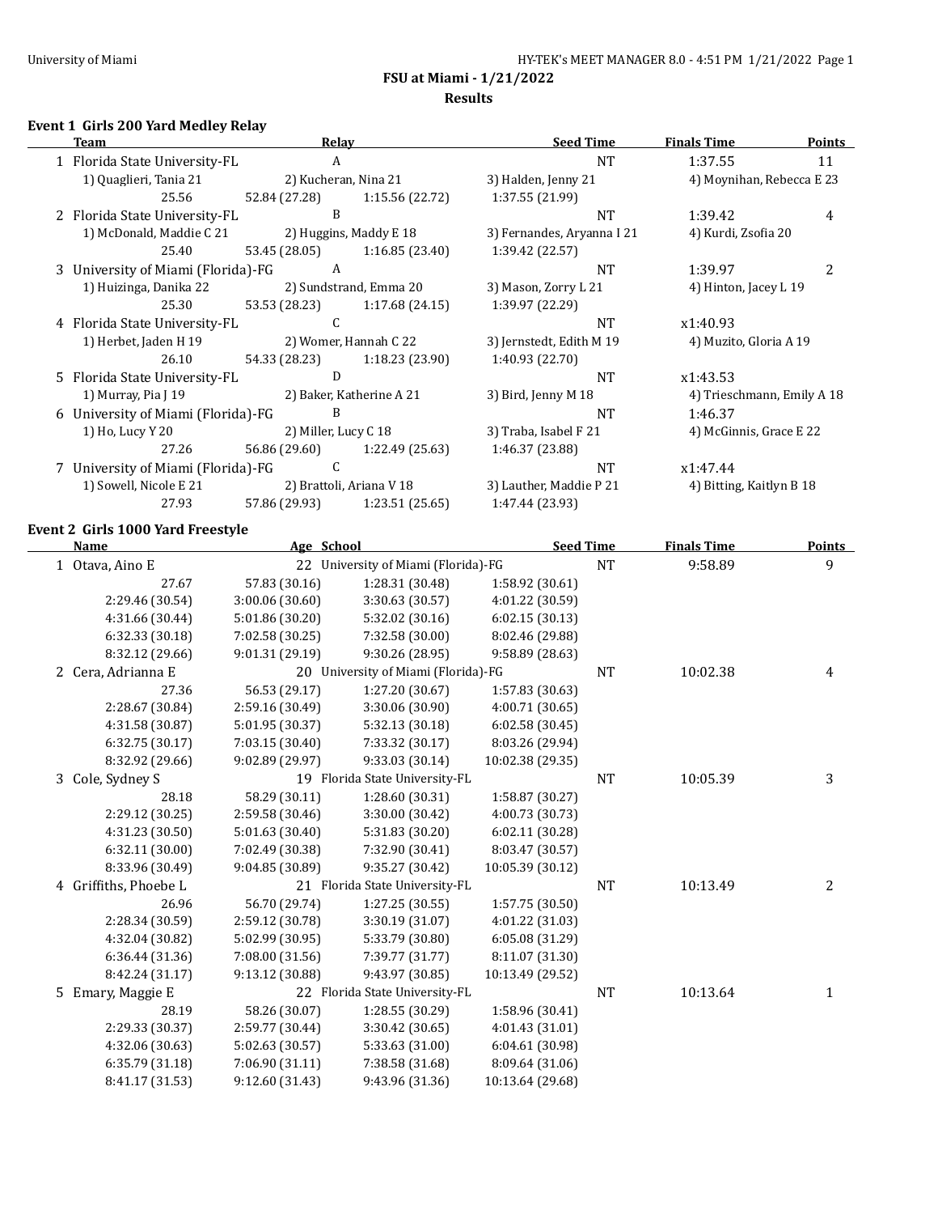University of Miami

HY-TEK's MEET MANAGER 8.0 - 4:51 PM 1/21/2022

# FSU at Miami - 1/21/2022

## Results

### Event 1 Girls 200 Yard Medley Relay

| | Team | Relay | Seed Time | Finals Time | Points |
|---|---|---|---|---|---|
| 1 | Florida State University-FL | A | NT | 1:37.55 | 11 |
| | 1) Quaglieri, Tania 21 | 2) Kucheran, Nina 21 | 3) Halden, Jenny 21 | 4) Moynihan, Rebecca E 23 | |
| | 25.56 | 52.84 (27.28) | 1:15.56 (22.72) | 1:37.55 (21.99) | |
| 2 | Florida State University-FL | B | NT | 1:39.42 | 4 |
| | 1) McDonald, Maddie C 21 | 2) Huggins, Maddy E 18 | 3) Fernandes, Aryanna I 21 | 4) Kurdi, Zsofia 20 | |
| | 25.40 | 53.45 (28.05) | 1:16.85 (23.40) | 1:39.42 (22.57) | |
| 3 | University of Miami (Florida)-FG | A | NT | 1:39.97 | 2 |
| | 1) Huizinga, Danika 22 | 2) Sundstrand, Emma 20 | 3) Mason, Zorry L 21 | 4) Hinton, Jacey L 19 | |
| | 25.30 | 53.53 (28.23) | 1:17.68 (24.15) | 1:39.97 (22.29) | |
| 4 | Florida State University-FL | C | NT | x1:40.93 | |
| | 1) Herbet, Jaden H 19 | 2) Womer, Hannah C 22 | 3) Jernstedt, Edith M 19 | 4) Muzito, Gloria A 19 | |
| | 26.10 | 54.33 (28.23) | 1:18.23 (23.90) | 1:40.93 (22.70) | |
| 5 | Florida State University-FL | D | NT | x1:43.53 | |
| | 1) Murray, Pia J 19 | 2) Baker, Katherine A 21 | 3) Bird, Jenny M 18 | 4) Trieschmann, Emily A 18 | |
| 6 | University of Miami (Florida)-FG | B | NT | 1:46.37 | |
| | 1) Ho, Lucy Y 20 | 2) Miller, Lucy C 18 | 3) Traba, Isabel F 21 | 4) McGinnis, Grace E 22 | |
| | 27.26 | 56.86 (29.60) | 1:22.49 (25.63) | 1:46.37 (23.88) | |
| 7 | University of Miami (Florida)-FG | C | NT | x1:47.44 | |
| | 1) Sowell, Nicole E 21 | 2) Brattoli, Ariana V 18 | 3) Lauther, Maddie P 21 | 4) Bitting, Kaitlyn B 18 | |
| | 27.93 | 57.86 (29.93) | 1:23.51 (25.65) | 1:47.44 (23.93) | |

### Event 2 Girls 1000 Yard Freestyle

| | Name | Age | School | Seed Time | Finals Time | Points |
|---|---|---|---|---|---|---|
| 1 | Otava, Aino E | 22 | University of Miami (Florida)-FG | NT | 9:58.89 | 9 |
| | 27.67 | 57.83 (30.16) | 1:28.31 (30.48) | 1:58.92 (30.61) | | |
| | 2:29.46 (30.54) | 3:00.06 (30.60) | 3:30.63 (30.57) | 4:01.22 (30.59) | | |
| | 4:31.66 (30.44) | 5:01.86 (30.20) | 5:32.02 (30.16) | 6:02.15 (30.13) | | |
| | 6:32.33 (30.18) | 7:02.58 (30.25) | 7:32.58 (30.00) | 8:02.46 (29.88) | | |
| | 8:32.12 (29.66) | 9:01.31 (29.19) | 9:30.26 (28.95) | 9:58.89 (28.63) | | |
| 2 | Cera, Adrianna E | 20 | University of Miami (Florida)-FG | NT | 10:02.38 | 4 |
| | 27.36 | 56.53 (29.17) | 1:27.20 (30.67) | 1:57.83 (30.63) | | |
| | 2:28.67 (30.84) | 2:59.16 (30.49) | 3:30.06 (30.90) | 4:00.71 (30.65) | | |
| | 4:31.58 (30.87) | 5:01.95 (30.37) | 5:32.13 (30.18) | 6:02.58 (30.45) | | |
| | 6:32.75 (30.17) | 7:03.15 (30.40) | 7:33.32 (30.17) | 8:03.26 (29.94) | | |
| | 8:32.92 (29.66) | 9:02.89 (29.97) | 9:33.03 (30.14) | 10:02.38 (29.35) | | |
| 3 | Cole, Sydney S | 19 | Florida State University-FL | NT | 10:05.39 | 3 |
| | 28.18 | 58.29 (30.11) | 1:28.60 (30.31) | 1:58.87 (30.27) | | |
| | 2:29.12 (30.25) | 2:59.58 (30.46) | 3:30.00 (30.42) | 4:00.73 (30.73) | | |
| | 4:31.23 (30.50) | 5:01.63 (30.40) | 5:31.83 (30.20) | 6:02.11 (30.28) | | |
| | 6:32.11 (30.00) | 7:02.49 (30.38) | 7:32.90 (30.41) | 8:03.47 (30.57) | | |
| | 8:33.96 (30.49) | 9:04.85 (30.89) | 9:35.27 (30.42) | 10:05.39 (30.12) | | |
| 4 | Griffiths, Phoebe L | 21 | Florida State University-FL | NT | 10:13.49 | 2 |
| | 26.96 | 56.70 (29.74) | 1:27.25 (30.55) | 1:57.75 (30.50) | | |
| | 2:28.34 (30.59) | 2:59.12 (30.78) | 3:30.19 (31.07) | 4:01.22 (31.03) | | |
| | 4:32.04 (30.82) | 5:02.99 (30.95) | 5:33.79 (30.80) | 6:05.08 (31.29) | | |
| | 6:36.44 (31.36) | 7:08.00 (31.56) | 7:39.77 (31.77) | 8:11.07 (31.30) | | |
| | 8:42.24 (31.17) | 9:13.12 (30.88) | 9:43.97 (30.85) | 10:13.49 (29.52) | | |
| 5 | Emary, Maggie E | 22 | Florida State University-FL | NT | 10:13.64 | 1 |
| | 28.19 | 58.26 (30.07) | 1:28.55 (30.29) | 1:58.96 (30.41) | | |
| | 2:29.33 (30.37) | 2:59.77 (30.44) | 3:30.42 (30.65) | 4:01.43 (31.01) | | |
| | 4:32.06 (30.63) | 5:02.63 (30.57) | 5:33.63 (31.00) | 6:04.61 (30.98) | | |
| | 6:35.79 (31.18) | 7:06.90 (31.11) | 7:38.58 (31.68) | 8:09.64 (31.06) | | |
| | 8:41.17 (31.53) | 9:12.60 (31.43) | 9:43.96 (31.36) | 10:13.64 (29.68) | | |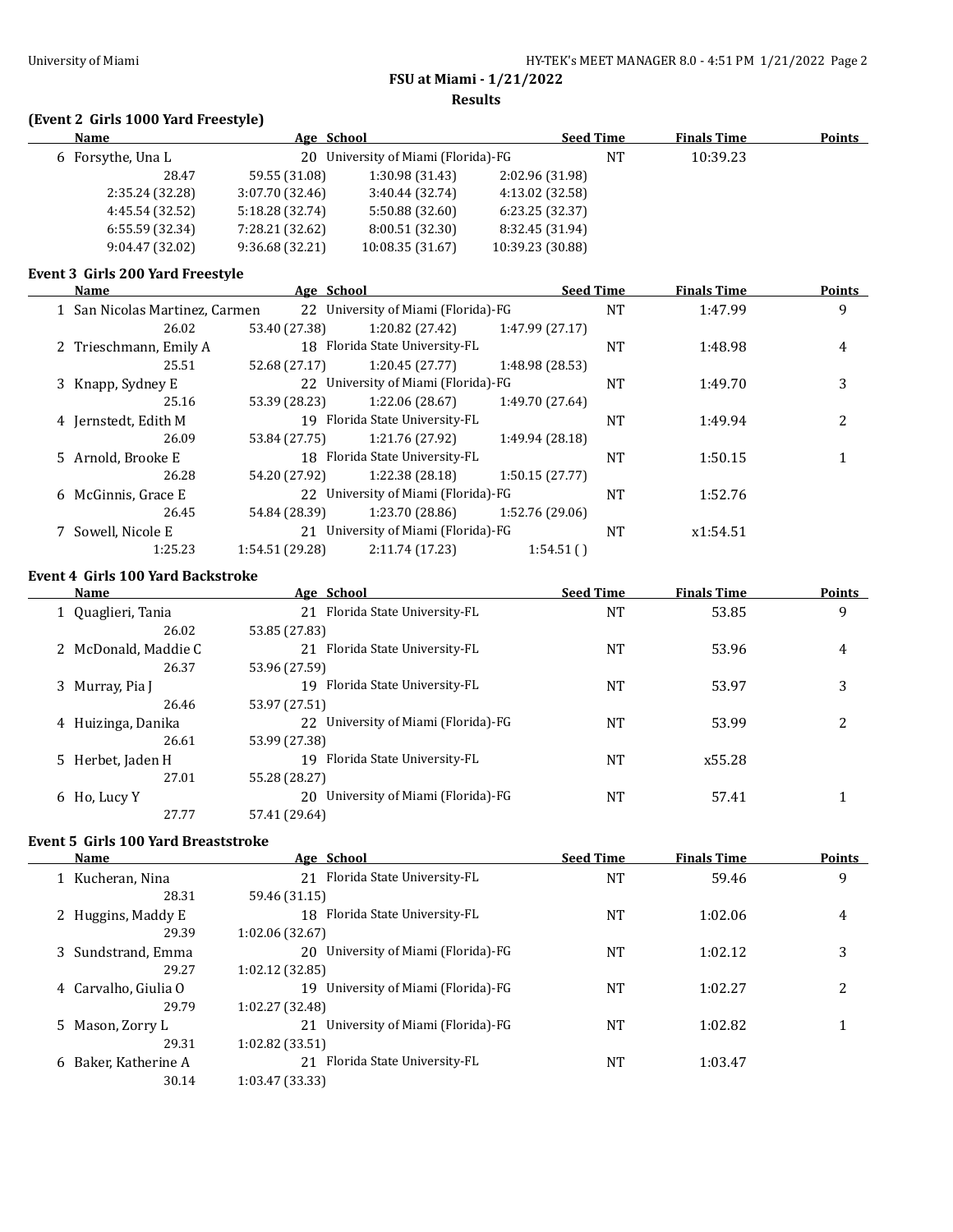**FSU at Miami - 1/21/2022**

**Results**

### (Event 2 Girls 1000 Yard Freestyle)

| Name | Age | School | Seed Time | Finals Time | Points |
|---|---|---|---|---|---|
| 6 Forsythe, Una L | 20 | University of Miami (Florida)-FG | NT | 10:39.23 | |
| 28.47 | 59.55 (31.08) | 1:30.98 (31.43) | 2:02.96 (31.98) | | |
| 2:35.24 (32.28) | 3:07.70 (32.46) | 3:40.44 (32.74) | 4:13.02 (32.58) | | |
| 4:45.54 (32.52) | 5:18.28 (32.74) | 5:50.88 (32.60) | 6:23.25 (32.37) | | |
| 6:55.59 (32.34) | 7:28.21 (32.62) | 8:00.51 (32.30) | 8:32.45 (31.94) | | |
| 9:04.47 (32.02) | 9:36.68 (32.21) | 10:08.35 (31.67) | 10:39.23 (30.88) | | |

### Event 3 Girls 200 Yard Freestyle

| Name | Age | School | Seed Time | Finals Time | Points |
|---|---|---|---|---|---|
| 1 San Nicolas Martinez, Carmen | 22 | University of Miami (Florida)-FG | NT | 1:47.99 | 9 |
| 26.02 | 53.40 (27.38) | 1:20.82 (27.42) | 1:47.99 (27.17) | | |
| 2 Trieschmann, Emily A | 18 | Florida State University-FL | NT | 1:48.98 | 4 |
| 25.51 | 52.68 (27.17) | 1:20.45 (27.77) | 1:48.98 (28.53) | | |
| 3 Knapp, Sydney E | 22 | University of Miami (Florida)-FG | NT | 1:49.70 | 3 |
| 25.16 | 53.39 (28.23) | 1:22.06 (28.67) | 1:49.70 (27.64) | | |
| 4 Jernstedt, Edith M | 19 | Florida State University-FL | NT | 1:49.94 | 2 |
| 26.09 | 53.84 (27.75) | 1:21.76 (27.92) | 1:49.94 (28.18) | | |
| 5 Arnold, Brooke E | 18 | Florida State University-FL | NT | 1:50.15 | 1 |
| 26.28 | 54.20 (27.92) | 1:22.38 (28.18) | 1:50.15 (27.77) | | |
| 6 McGinnis, Grace E | 22 | University of Miami (Florida)-FG | NT | 1:52.76 | |
| 26.45 | 54.84 (28.39) | 1:23.70 (28.86) | 1:52.76 (29.06) | | |
| 7 Sowell, Nicole E | 21 | University of Miami (Florida)-FG | NT | x1:54.51 | |
| 1:25.23 | 1:54.51 (29.28) | 2:11.74 (17.23) | 1:54.51 ( ) | | |

### Event 4 Girls 100 Yard Backstroke

| Name | Age | School | Seed Time | Finals Time | Points |
|---|---|---|---|---|---|
| 1 Quaglieri, Tania | 21 | Florida State University-FL | NT | 53.85 | 9 |
| 26.02 | 53.85 (27.83) | | | | |
| 2 McDonald, Maddie C | 21 | Florida State University-FL | NT | 53.96 | 4 |
| 26.37 | 53.96 (27.59) | | | | |
| 3 Murray, Pia J | 19 | Florida State University-FL | NT | 53.97 | 3 |
| 26.46 | 53.97 (27.51) | | | | |
| 4 Huizinga, Danika | 22 | University of Miami (Florida)-FG | NT | 53.99 | 2 |
| 26.61 | 53.99 (27.38) | | | | |
| 5 Herbet, Jaden H | 19 | Florida State University-FL | NT | x55.28 | |
| 27.01 | 55.28 (28.27) | | | | |
| 6 Ho, Lucy Y | 20 | University of Miami (Florida)-FG | NT | 57.41 | 1 |
| 27.77 | 57.41 (29.64) | | | | |

### Event 5 Girls 100 Yard Breaststroke

| Name | Age | School | Seed Time | Finals Time | Points |
|---|---|---|---|---|---|
| 1 Kucheran, Nina | 21 | Florida State University-FL | NT | 59.46 | 9 |
| 28.31 | 59.46 (31.15) | | | | |
| 2 Huggins, Maddy E | 18 | Florida State University-FL | NT | 1:02.06 | 4 |
| 29.39 | 1:02.06 (32.67) | | | | |
| 3 Sundstrand, Emma | 20 | University of Miami (Florida)-FG | NT | 1:02.12 | 3 |
| 29.27 | 1:02.12 (32.85) | | | | |
| 4 Carvalho, Giulia O | 19 | University of Miami (Florida)-FG | NT | 1:02.27 | 2 |
| 29.79 | 1:02.27 (32.48) | | | | |
| 5 Mason, Zorry L | 21 | University of Miami (Florida)-FG | NT | 1:02.82 | 1 |
| 29.31 | 1:02.82 (33.51) | | | | |
| 6 Baker, Katherine A | 21 | Florida State University-FL | NT | 1:03.47 | |
| 30.14 | 1:03.47 (33.33) | | | | |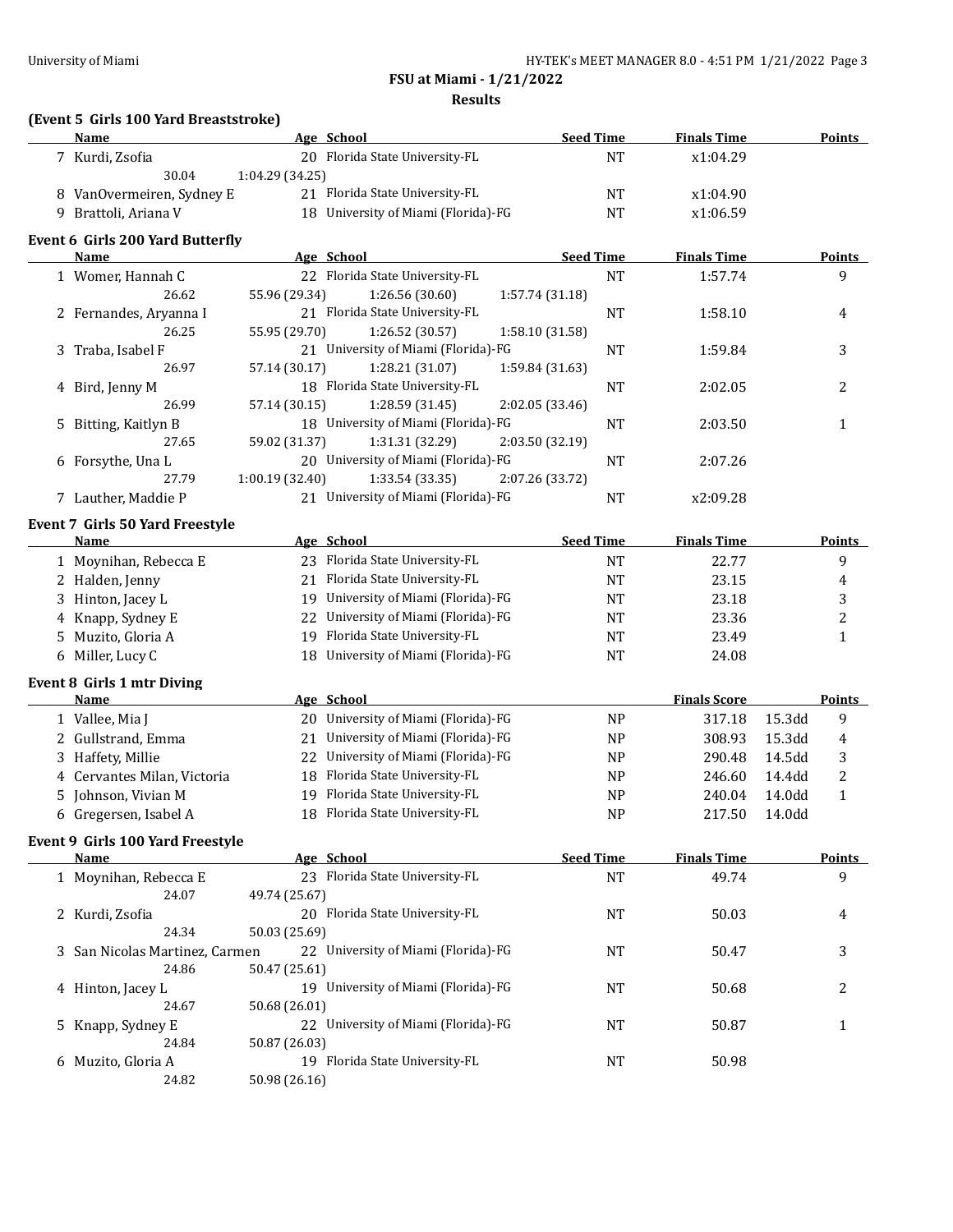## FSU at Miami - 1/21/2022

### Results

**(Event 5 Girls 100 Yard Breaststroke)**

| | Name | Age | School | Seed Time | Finals Time | Points |
|---|---|---|---|---|---|---|
| 7 | Kurdi, Zsofia | 20 | Florida State University-FL | NT | x1:04.29 | |
| | 30.04 | 1:04.29 (34.25) | | | | |
| 8 | VanOvermeiren, Sydney E | 21 | Florida State University-FL | NT | x1:04.90 | |
| 9 | Brattoli, Ariana V | 18 | University of Miami (Florida)-FG | NT | x1:06.59 | |

**Event 6 Girls 200 Yard Butterfly**

| | Name | Age | School | Seed Time | Finals Time | Points |
|---|---|---|---|---|---|---|
| 1 | Womer, Hannah C | 22 | Florida State University-FL | NT | 1:57.74 | 9 |
| | 26.62 | 55.96 (29.34) | 1:26.56 (30.60) | 1:57.74 (31.18) | | |
| 2 | Fernandes, Aryanna I | 21 | Florida State University-FL | NT | 1:58.10 | 4 |
| | 26.25 | 55.95 (29.70) | 1:26.52 (30.57) | 1:58.10 (31.58) | | |
| 3 | Traba, Isabel F | 21 | University of Miami (Florida)-FG | NT | 1:59.84 | 3 |
| | 26.97 | 57.14 (30.17) | 1:28.21 (31.07) | 1:59.84 (31.63) | | |
| 4 | Bird, Jenny M | 18 | Florida State University-FL | NT | 2:02.05 | 2 |
| | 26.99 | 57.14 (30.15) | 1:28.59 (31.45) | 2:02.05 (33.46) | | |
| 5 | Bitting, Kaitlyn B | 18 | University of Miami (Florida)-FG | NT | 2:03.50 | 1 |
| | 27.65 | 59.02 (31.37) | 1:31.31 (32.29) | 2:03.50 (32.19) | | |
| 6 | Forsythe, Una L | 20 | University of Miami (Florida)-FG | NT | 2:07.26 | |
| | 27.79 | 1:00.19 (32.40) | 1:33.54 (33.35) | 2:07.26 (33.72) | | |
| 7 | Lauther, Maddie P | 21 | University of Miami (Florida)-FG | NT | x2:09.28 | |

**Event 7 Girls 50 Yard Freestyle**

| | Name | Age | School | Seed Time | Finals Time | Points |
|---|---|---|---|---|---|---|
| 1 | Moynihan, Rebecca E | 23 | Florida State University-FL | NT | 22.77 | 9 |
| 2 | Halden, Jenny | 21 | Florida State University-FL | NT | 23.15 | 4 |
| 3 | Hinton, Jacey L | 19 | University of Miami (Florida)-FG | NT | 23.18 | 3 |
| 4 | Knapp, Sydney E | 22 | University of Miami (Florida)-FG | NT | 23.36 | 2 |
| 5 | Muzito, Gloria A | 19 | Florida State University-FL | NT | 23.49 | 1 |
| 6 | Miller, Lucy C | 18 | University of Miami (Florida)-FG | NT | 24.08 | |

**Event 8 Girls 1 mtr Diving**

| | Name | Age | School | | Finals Score | | Points |
|---|---|---|---|---|---|---|---|
| 1 | Vallee, Mia J | 20 | University of Miami (Florida)-FG | NP | 317.18 | 15.3dd | 9 |
| 2 | Gullstrand, Emma | 21 | University of Miami (Florida)-FG | NP | 308.93 | 15.3dd | 4 |
| 3 | Haffety, Millie | 22 | University of Miami (Florida)-FG | NP | 290.48 | 14.5dd | 3 |
| 4 | Cervantes Milan, Victoria | 18 | Florida State University-FL | NP | 246.60 | 14.4dd | 2 |
| 5 | Johnson, Vivian M | 19 | Florida State University-FL | NP | 240.04 | 14.0dd | 1 |
| 6 | Gregersen, Isabel A | 18 | Florida State University-FL | NP | 217.50 | 14.0dd | |

**Event 9 Girls 100 Yard Freestyle**

| | Name | Age | School | Seed Time | Finals Time | Points |
|---|---|---|---|---|---|---|
| 1 | Moynihan, Rebecca E | 23 | Florida State University-FL | NT | 49.74 | 9 |
| | 24.07 | 49.74 (25.67) | | | | |
| 2 | Kurdi, Zsofia | 20 | Florida State University-FL | NT | 50.03 | 4 |
| | 24.34 | 50.03 (25.69) | | | | |
| 3 | San Nicolas Martinez, Carmen | 22 | University of Miami (Florida)-FG | NT | 50.47 | 3 |
| | 24.86 | 50.47 (25.61) | | | | |
| 4 | Hinton, Jacey L | 19 | University of Miami (Florida)-FG | NT | 50.68 | 2 |
| | 24.67 | 50.68 (26.01) | | | | |
| 5 | Knapp, Sydney E | 22 | University of Miami (Florida)-FG | NT | 50.87 | 1 |
| | 24.84 | 50.87 (26.03) | | | | |
| 6 | Muzito, Gloria A | 19 | Florida State University-FL | NT | 50.98 | |
| | 24.82 | 50.98 (26.16) | | | | |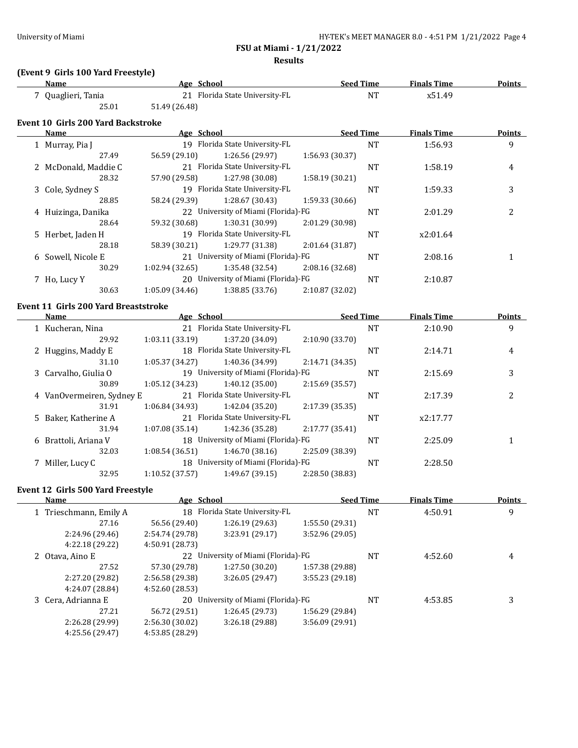**FSU at Miami - 1/21/2022**

**Results**

**(Event 9 Girls 100 Yard Freestyle)**

| Name | Age | School | Seed Time | Finals Time | Points |
|---|---|---|---|---|---|
| 7 Quaglieri, Tania | 21 | Florida State University-FL | NT | x51.49 | |
| 25.01 | 51.49 (26.48) | | | | |

**Event 10 Girls 200 Yard Backstroke**

| Name | Age | School | Seed Time | Finals Time | Points |
|---|---|---|---|---|---|
| 1 Murray, Pia J | 19 | Florida State University-FL | NT | 1:56.93 | 9 |
| 27.49 | 56.59 (29.10) | 1:26.56 (29.97) | 1:56.93 (30.37) | | |
| 2 McDonald, Maddie C | 21 | Florida State University-FL | NT | 1:58.19 | 4 |
| 28.32 | 57.90 (29.58) | 1:27.98 (30.08) | 1:58.19 (30.21) | | |
| 3 Cole, Sydney S | 19 | Florida State University-FL | NT | 1:59.33 | 3 |
| 28.85 | 58.24 (29.39) | 1:28.67 (30.43) | 1:59.33 (30.66) | | |
| 4 Huizinga, Danika | 22 | University of Miami (Florida)-FG | NT | 2:01.29 | 2 |
| 28.64 | 59.32 (30.68) | 1:30.31 (30.99) | 2:01.29 (30.98) | | |
| 5 Herbet, Jaden H | 19 | Florida State University-FL | NT | x2:01.64 | |
| 28.18 | 58.39 (30.21) | 1:29.77 (31.38) | 2:01.64 (31.87) | | |
| 6 Sowell, Nicole E | 21 | University of Miami (Florida)-FG | NT | 2:08.16 | 1 |
| 30.29 | 1:02.94 (32.65) | 1:35.48 (32.54) | 2:08.16 (32.68) | | |
| 7 Ho, Lucy Y | 20 | University of Miami (Florida)-FG | NT | 2:10.87 | |
| 30.63 | 1:05.09 (34.46) | 1:38.85 (33.76) | 2:10.87 (32.02) | | |

**Event 11 Girls 200 Yard Breaststroke**

| Name | Age | School | Seed Time | Finals Time | Points |
|---|---|---|---|---|---|
| 1 Kucheran, Nina | 21 | Florida State University-FL | NT | 2:10.90 | 9 |
| 29.92 | 1:03.11 (33.19) | 1:37.20 (34.09) | 2:10.90 (33.70) | | |
| 2 Huggins, Maddy E | 18 | Florida State University-FL | NT | 2:14.71 | 4 |
| 31.10 | 1:05.37 (34.27) | 1:40.36 (34.99) | 2:14.71 (34.35) | | |
| 3 Carvalho, Giulia O | 19 | University of Miami (Florida)-FG | NT | 2:15.69 | 3 |
| 30.89 | 1:05.12 (34.23) | 1:40.12 (35.00) | 2:15.69 (35.57) | | |
| 4 VanOvermeiren, Sydney E | 21 | Florida State University-FL | NT | 2:17.39 | 2 |
| 31.91 | 1:06.84 (34.93) | 1:42.04 (35.20) | 2:17.39 (35.35) | | |
| 5 Baker, Katherine A | 21 | Florida State University-FL | NT | x2:17.77 | |
| 31.94 | 1:07.08 (35.14) | 1:42.36 (35.28) | 2:17.77 (35.41) | | |
| 6 Brattoli, Ariana V | 18 | University of Miami (Florida)-FG | NT | 2:25.09 | 1 |
| 32.03 | 1:08.54 (36.51) | 1:46.70 (38.16) | 2:25.09 (38.39) | | |
| 7 Miller, Lucy C | 18 | University of Miami (Florida)-FG | NT | 2:28.50 | |
| 32.95 | 1:10.52 (37.57) | 1:49.67 (39.15) | 2:28.50 (38.83) | | |

**Event 12 Girls 500 Yard Freestyle**

| Name | Age | School | Seed Time | Finals Time | Points |
|---|---|---|---|---|---|
| 1 Trieschmann, Emily A | 18 | Florida State University-FL | NT | 4:50.91 | 9 |
| 27.16 | 56.56 (29.40) | 1:26.19 (29.63) | 1:55.50 (29.31) | | |
| 2:24.96 (29.46) | 2:54.74 (29.78) | 3:23.91 (29.17) | 3:52.96 (29.05) | | |
| 4:22.18 (29.22) | 4:50.91 (28.73) | | | | |
| 2 Otava, Aino E | 22 | University of Miami (Florida)-FG | NT | 4:52.60 | 4 |
| 27.52 | 57.30 (29.78) | 1:27.50 (30.20) | 1:57.38 (29.88) | | |
| 2:27.20 (29.82) | 2:56.58 (29.38) | 3:26.05 (29.47) | 3:55.23 (29.18) | | |
| 4:24.07 (28.84) | 4:52.60 (28.53) | | | | |
| 3 Cera, Adrianna E | 20 | University of Miami (Florida)-FG | NT | 4:53.85 | 3 |
| 27.21 | 56.72 (29.51) | 1:26.45 (29.73) | 1:56.29 (29.84) | | |
| 2:26.28 (29.99) | 2:56.30 (30.02) | 3:26.18 (29.88) | 3:56.09 (29.91) | | |
| 4:25.56 (29.47) | 4:53.85 (28.29) | | | | |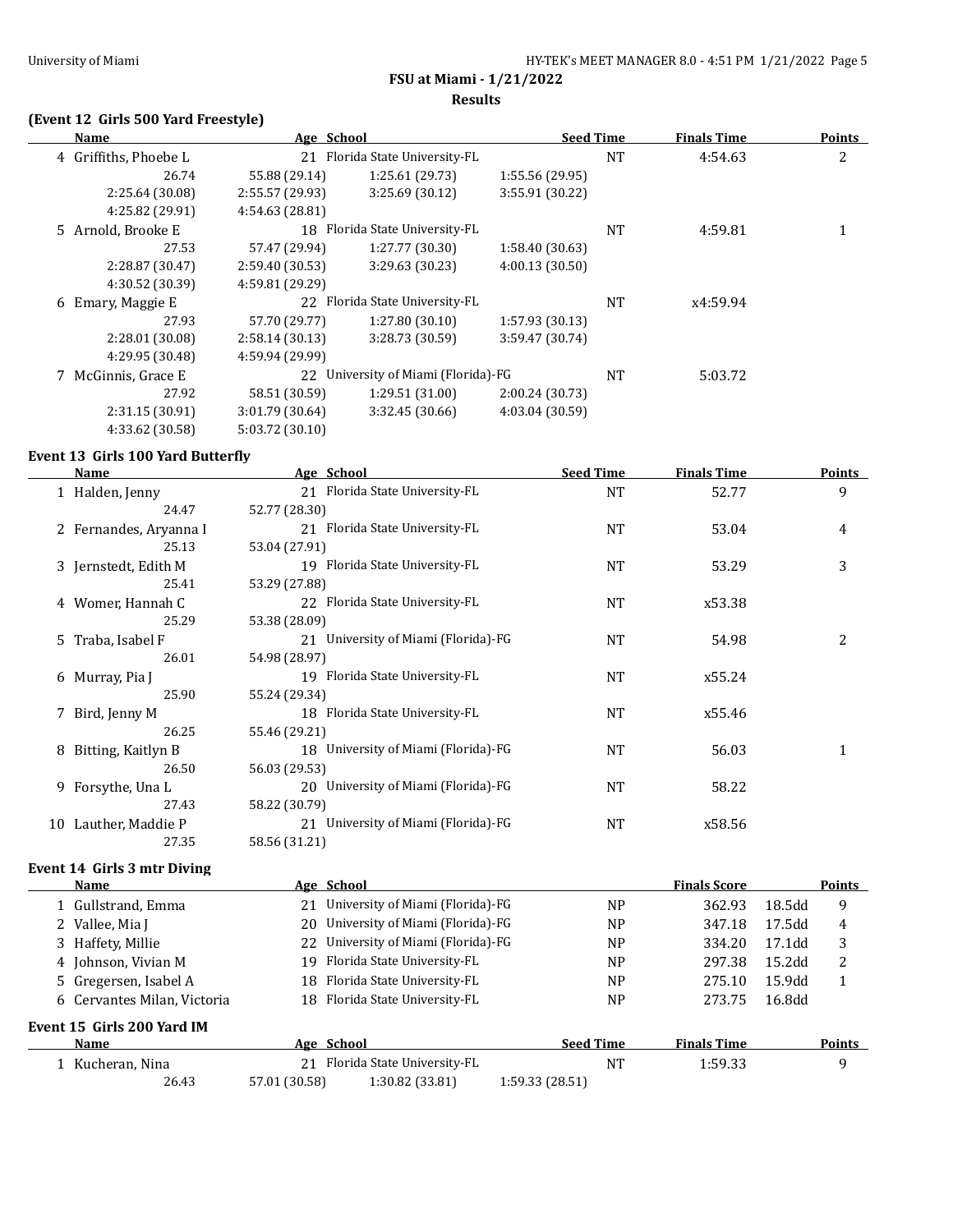**FSU at Miami - 1/21/2022**

**Results**

### (Event 12 Girls 500 Yard Freestyle)

| | Name | Age | School | Seed Time | Finals Time | Points |
|---|---|---|---|---|---|---|
| 4 | Griffiths, Phoebe L | 21 | Florida State University-FL | NT | 4:54.63 | 2 |
| | 26.74 | 55.88 (29.14) | 1:25.61 (29.73) | 1:55.56 (29.95) | | |
| | 2:25.64 (30.08) | 2:55.57 (29.93) | 3:25.69 (30.12) | 3:55.91 (30.22) | | |
| | 4:25.82 (29.91) | 4:54.63 (28.81) | | | | |
| 5 | Arnold, Brooke E | 18 | Florida State University-FL | NT | 4:59.81 | 1 |
| | 27.53 | 57.47 (29.94) | 1:27.77 (30.30) | 1:58.40 (30.63) | | |
| | 2:28.87 (30.47) | 2:59.40 (30.53) | 3:29.63 (30.23) | 4:00.13 (30.50) | | |
| | 4:30.52 (30.39) | 4:59.81 (29.29) | | | | |
| 6 | Emary, Maggie E | 22 | Florida State University-FL | NT | x4:59.94 | |
| | 27.93 | 57.70 (29.77) | 1:27.80 (30.10) | 1:57.93 (30.13) | | |
| | 2:28.01 (30.08) | 2:58.14 (30.13) | 3:28.73 (30.59) | 3:59.47 (30.74) | | |
| | 4:29.95 (30.48) | 4:59.94 (29.99) | | | | |
| 7 | McGinnis, Grace E | 22 | University of Miami (Florida)-FG | NT | 5:03.72 | |
| | 27.92 | 58.51 (30.59) | 1:29.51 (31.00) | 2:00.24 (30.73) | | |
| | 2:31.15 (30.91) | 3:01.79 (30.64) | 3:32.45 (30.66) | 4:03.04 (30.59) | | |
| | 4:33.62 (30.58) | 5:03.72 (30.10) | | | | |

### Event 13 Girls 100 Yard Butterfly

| | Name | Age | School | Seed Time | Finals Time | Points |
|---|---|---|---|---|---|---|
| 1 | Halden, Jenny | 21 | Florida State University-FL | NT | 52.77 | 9 |
| | 24.47 | 52.77 (28.30) | | | | |
| 2 | Fernandes, Aryanna I | 21 | Florida State University-FL | NT | 53.04 | 4 |
| | 25.13 | 53.04 (27.91) | | | | |
| 3 | Jernstedt, Edith M | 19 | Florida State University-FL | NT | 53.29 | 3 |
| | 25.41 | 53.29 (27.88) | | | | |
| 4 | Womer, Hannah C | 22 | Florida State University-FL | NT | x53.38 | |
| | 25.29 | 53.38 (28.09) | | | | |
| 5 | Traba, Isabel F | 21 | University of Miami (Florida)-FG | NT | 54.98 | 2 |
| | 26.01 | 54.98 (28.97) | | | | |
| 6 | Murray, Pia J | 19 | Florida State University-FL | NT | x55.24 | |
| | 25.90 | 55.24 (29.34) | | | | |
| 7 | Bird, Jenny M | 18 | Florida State University-FL | NT | x55.46 | |
| | 26.25 | 55.46 (29.21) | | | | |
| 8 | Bitting, Kaitlyn B | 18 | University of Miami (Florida)-FG | NT | 56.03 | 1 |
| | 26.50 | 56.03 (29.53) | | | | |
| 9 | Forsythe, Una L | 20 | University of Miami (Florida)-FG | NT | 58.22 | |
| | 27.43 | 58.22 (30.79) | | | | |
| 10 | Lauther, Maddie P | 21 | University of Miami (Florida)-FG | NT | x58.56 | |
| | 27.35 | 58.56 (31.21) | | | | |

### Event 14 Girls 3 mtr Diving

| | Name | Age | School | | Finals Score | | Points |
|---|---|---|---|---|---|---|---|
| 1 | Gullstrand, Emma | 21 | University of Miami (Florida)-FG | NP | 362.93 | 18.5dd | 9 |
| 2 | Vallee, Mia J | 20 | University of Miami (Florida)-FG | NP | 347.18 | 17.5dd | 4 |
| 3 | Haffety, Millie | 22 | University of Miami (Florida)-FG | NP | 334.20 | 17.1dd | 3 |
| 4 | Johnson, Vivian M | 19 | Florida State University-FL | NP | 297.38 | 15.2dd | 2 |
| 5 | Gregersen, Isabel A | 18 | Florida State University-FL | NP | 275.10 | 15.9dd | 1 |
| 6 | Cervantes Milan, Victoria | 18 | Florida State University-FL | NP | 273.75 | 16.8dd | |

### Event 15 Girls 200 Yard IM

| | Name | Age | School | Seed Time | Finals Time | Points |
|---|---|---|---|---|---|---|
| 1 | Kucheran, Nina | 21 | Florida State University-FL | NT | 1:59.33 | 9 |
| | 26.43 | 57.01 (30.58) | 1:30.82 (33.81) | 1:59.33 (28.51) | | |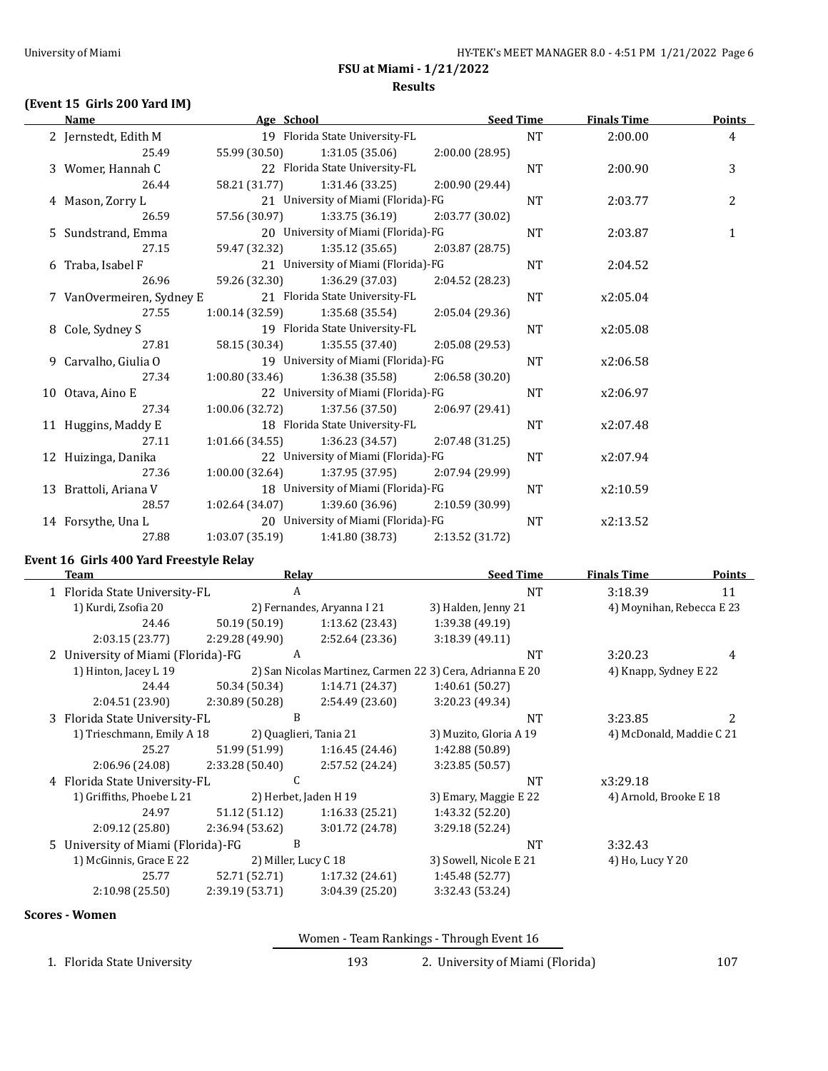**FSU at Miami - 1/21/2022**

**Results**

### (Event 15 Girls 200 Yard IM)

| Name | Age | School | Seed Time | Finals Time | Points |
|---|---|---|---|---|---|
| 2 Jernstedt, Edith M | 19 | Florida State University-FL | NT | 2:00.00 | 4 |
| 25.49 / 55.99 (30.50) / 1:31.05 (35.06) / 2:00.00 (28.95) | | | | | |
| 3 Womer, Hannah C | 22 | Florida State University-FL | NT | 2:00.90 | 3 |
| 26.44 / 58.21 (31.77) / 1:31.46 (33.25) / 2:00.90 (29.44) | | | | | |
| 4 Mason, Zorry L | 21 | University of Miami (Florida)-FG | NT | 2:03.77 | 2 |
| 26.59 / 57.56 (30.97) / 1:33.75 (36.19) / 2:03.77 (30.02) | | | | | |
| 5 Sundstrand, Emma | 20 | University of Miami (Florida)-FG | NT | 2:03.87 | 1 |
| 27.15 / 59.47 (32.32) / 1:35.12 (35.65) / 2:03.87 (28.75) | | | | | |
| 6 Traba, Isabel F | 21 | University of Miami (Florida)-FG | NT | 2:04.52 | |
| 26.96 / 59.26 (32.30) / 1:36.29 (37.03) / 2:04.52 (28.23) | | | | | |
| 7 VanOvermeiren, Sydney E | 21 | Florida State University-FL | NT | x2:05.04 | |
| 27.55 / 1:00.14 (32.59) / 1:35.68 (35.54) / 2:05.04 (29.36) | | | | | |
| 8 Cole, Sydney S | 19 | Florida State University-FL | NT | x2:05.08 | |
| 27.81 / 58.15 (30.34) / 1:35.55 (37.40) / 2:05.08 (29.53) | | | | | |
| 9 Carvalho, Giulia O | 19 | University of Miami (Florida)-FG | NT | x2:06.58 | |
| 27.34 / 1:00.80 (33.46) / 1:36.38 (35.58) / 2:06.58 (30.20) | | | | | |
| 10 Otava, Aino E | 22 | University of Miami (Florida)-FG | NT | x2:06.97 | |
| 27.34 / 1:00.06 (32.72) / 1:37.56 (37.50) / 2:06.97 (29.41) | | | | | |
| 11 Huggins, Maddy E | 18 | Florida State University-FL | NT | x2:07.48 | |
| 27.11 / 1:01.66 (34.55) / 1:36.23 (34.57) / 2:07.48 (31.25) | | | | | |
| 12 Huizinga, Danika | 22 | University of Miami (Florida)-FG | NT | x2:07.94 | |
| 27.36 / 1:00.00 (32.64) / 1:37.95 (37.95) / 2:07.94 (29.99) | | | | | |
| 13 Brattoli, Ariana V | 18 | University of Miami (Florida)-FG | NT | x2:10.59 | |
| 28.57 / 1:02.64 (34.07) / 1:39.60 (36.96) / 2:10.59 (30.99) | | | | | |
| 14 Forsythe, Una L | 20 | University of Miami (Florida)-FG | NT | x2:13.52 | |
| 27.88 / 1:03.07 (35.19) / 1:41.80 (38.73) / 2:13.52 (31.72) | | | | | |

### Event 16 Girls 400 Yard Freestyle Relay

| Team | Relay | Seed Time | Finals Time | Points |
|---|---|---|---|---|
| 1 Florida State University-FL | A | NT | 3:18.39 | 11 |
| 1) Kurdi, Zsofia 20; 2) Fernandes, Aryanna I 21; 3) Halden, Jenny 21; 4) Moynihan, Rebecca E 23 | | | | |
| 24.46 / 50.19 (50.19) / 1:13.62 (23.43) / 1:39.38 (49.19) / 2:03.15 (23.77) / 2:29.28 (49.90) / 2:52.64 (23.36) / 3:18.39 (49.11) | | | | |
| 2 University of Miami (Florida)-FG | A | NT | 3:20.23 | 4 |
| 1) Hinton, Jacey L 19; 2) San Nicolas Martinez, Carmen 22; 3) Cera, Adrianna E 20; 4) Knapp, Sydney E 22 | | | | |
| 24.44 / 50.34 (50.34) / 1:14.71 (24.37) / 1:40.61 (50.27) / 2:04.51 (23.90) / 2:30.89 (50.28) / 2:54.49 (23.60) / 3:20.23 (49.34) | | | | |
| 3 Florida State University-FL | B | NT | 3:23.85 | 2 |
| 1) Trieschmann, Emily A 18; 2) Quaglieri, Tania 21; 3) Muzito, Gloria A 19; 4) McDonald, Maddie C 21 | | | | |
| 25.27 / 51.99 (51.99) / 1:16.45 (24.46) / 1:42.88 (50.89) / 2:06.96 (24.08) / 2:33.28 (50.40) / 2:57.52 (24.24) / 3:23.85 (50.57) | | | | |
| 4 Florida State University-FL | C | NT | x3:29.18 | |
| 1) Griffiths, Phoebe L 21; 2) Herbet, Jaden H 19; 3) Emary, Maggie E 22; 4) Arnold, Brooke E 18 | | | | |
| 24.97 / 51.12 (51.12) / 1:16.33 (25.21) / 1:43.32 (52.20) / 2:09.12 (25.80) / 2:36.94 (53.62) / 3:01.72 (24.78) / 3:29.18 (52.24) | | | | |
| 5 University of Miami (Florida)-FG | B | NT | 3:32.43 | |
| 1) McGinnis, Grace E 22; 2) Miller, Lucy C 18; 3) Sowell, Nicole E 21; 4) Ho, Lucy Y 20 | | | | |
| 25.77 / 52.71 (52.71) / 1:17.32 (24.61) / 1:45.48 (52.77) / 2:10.98 (25.50) / 2:39.19 (53.71) / 3:04.39 (25.20) / 3:32.43 (53.24) | | | | |

### Scores - Women

Women - Team Rankings - Through Event 16

| Rank | Team | Score |
|---|---|---|
| 1. | Florida State University | 193 |
| 2. | University of Miami (Florida) | 107 |